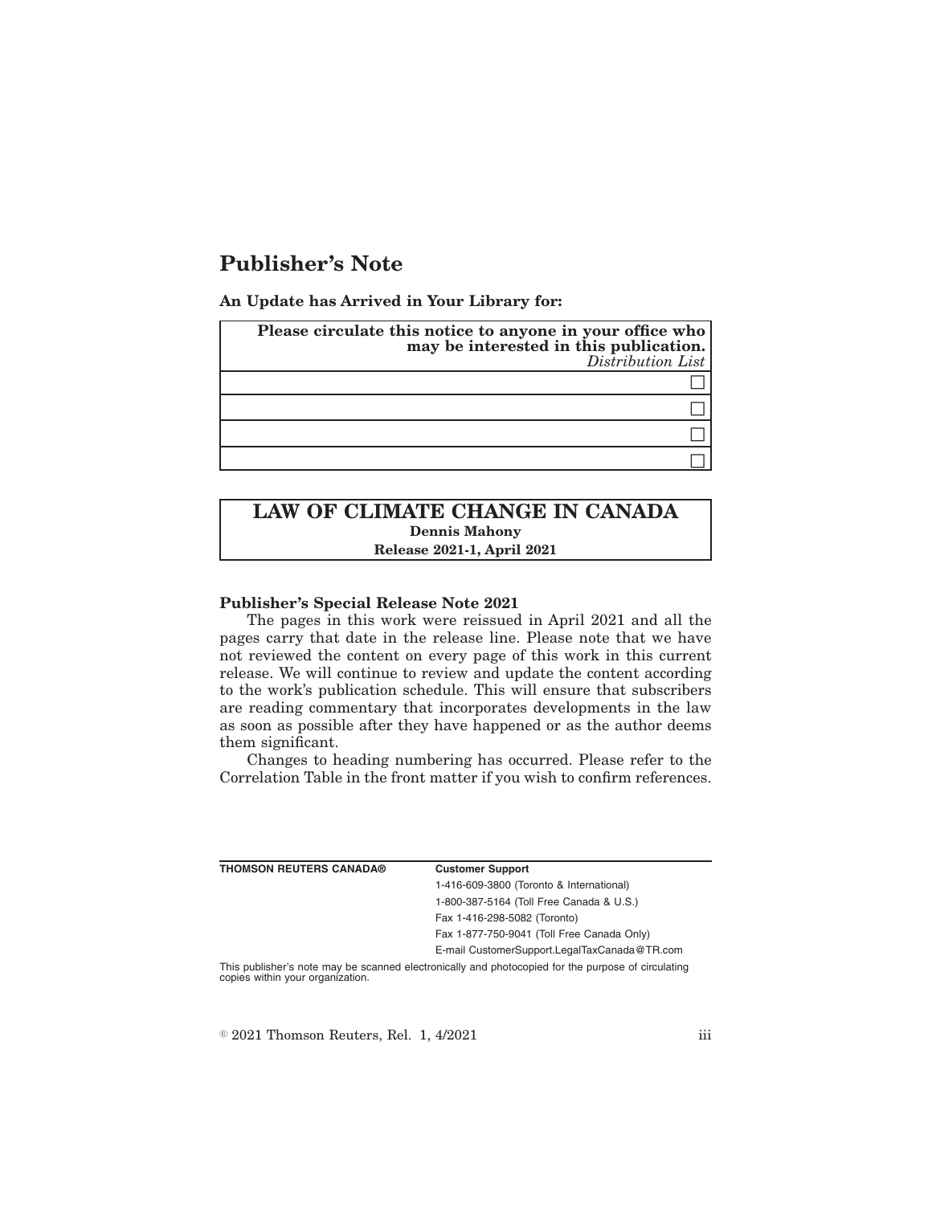# Publisher's Note

**An Update has Arrived in Your Library for:**

| **Please circulate this notice to anyone in your office who may be interested in this publication.** *Distribution List* |
| --- |
| ☐ |
| ☐ |
| ☐ |
| ☐ |

## LAW OF CLIMATE CHANGE IN CANADA

**Dennis Mahony**

**Release 2021-1, April 2021**

**Publisher's Special Release Note 2021**

The pages in this work were reissued in April 2021 and all the pages carry that date in the release line. Please note that we have not reviewed the content on every page of this work in this current release. We will continue to review and update the content according to the work's publication schedule. This will ensure that subscribers are reading commentary that incorporates developments in the law as soon as possible after they have happened or as the author deems them significant.

Changes to heading numbering has occurred. Please refer to the Correlation Table in the front matter if you wish to confirm references.

**THOMSON REUTERS CANADA®**

**Customer Support**

1-416-609-3800 (Toronto & International)

1-800-387-5164 (Toll Free Canada & U.S.)

Fax 1-416-298-5082 (Toronto)

Fax 1-877-750-9041 (Toll Free Canada Only)

E-mail CustomerSupport.LegalTaxCanada@TR.com

This publisher's note may be scanned electronically and photocopied for the purpose of circulating copies within your organization.

© 2021 Thomson Reuters, Rel. 1, 4/2021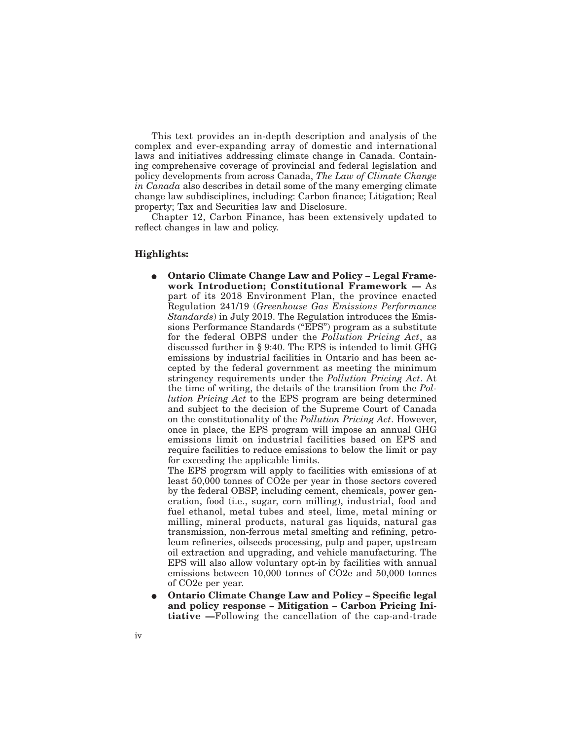This text provides an in-depth description and analysis of the complex and ever-expanding array of domestic and international laws and initiatives addressing climate change in Canada. Containing comprehensive coverage of provincial and federal legislation and policy developments from across Canada, *The Law of Climate Change in Canada* also describes in detail some of the many emerging climate change law subdisciplines, including: Carbon finance; Litigation; Real property; Tax and Securities law and Disclosure.

Chapter 12, Carbon Finance, has been extensively updated to reflect changes in law and policy.

**Highlights:**

- **Ontario Climate Change Law and Policy – Legal Framework Introduction; Constitutional Framework —** As part of its 2018 Environment Plan, the province enacted Regulation 241/19 (*Greenhouse Gas Emissions Performance Standards*) in July 2019. The Regulation introduces the Emissions Performance Standards ("EPS") program as a substitute for the federal OBPS under the *Pollution Pricing Act*, as discussed further in § 9:40. The EPS is intended to limit GHG emissions by industrial facilities in Ontario and has been accepted by the federal government as meeting the minimum stringency requirements under the *Pollution Pricing Act*. At the time of writing, the details of the transition from the *Pollution Pricing Act* to the EPS program are being determined and subject to the decision of the Supreme Court of Canada on the constitutionality of the *Pollution Pricing Act*. However, once in place, the EPS program will impose an annual GHG emissions limit on industrial facilities based on EPS and require facilities to reduce emissions to below the limit or pay for exceeding the applicable limits.

  The EPS program will apply to facilities with emissions of at least 50,000 tonnes of CO2e per year in those sectors covered by the federal OBSP, including cement, chemicals, power generation, food (i.e., sugar, corn milling), industrial, food and fuel ethanol, metal tubes and steel, lime, metal mining or milling, mineral products, natural gas liquids, natural gas transmission, non-ferrous metal smelting and refining, petroleum refineries, oilseeds processing, pulp and paper, upstream oil extraction and upgrading, and vehicle manufacturing. The EPS will also allow voluntary opt-in by facilities with annual emissions between 10,000 tonnes of CO2e and 50,000 tonnes of CO2e per year.

- **Ontario Climate Change Law and Policy – Specific legal and policy response – Mitigation – Carbon Pricing Initiative —**Following the cancellation of the cap-and-trade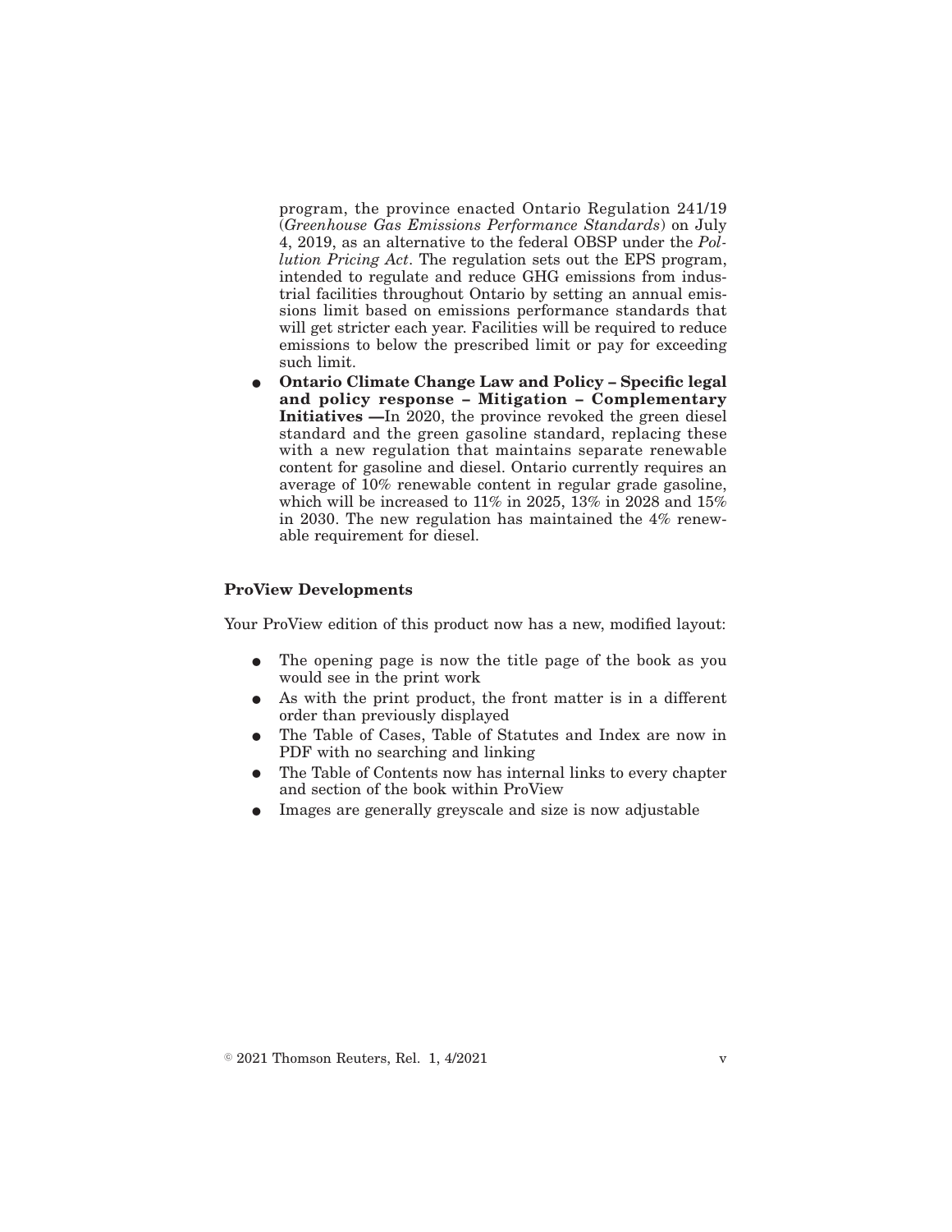program, the province enacted Ontario Regulation 241/19 (*Greenhouse Gas Emissions Performance Standards*) on July 4, 2019, as an alternative to the federal OBSP under the *Pollution Pricing Act*. The regulation sets out the EPS program, intended to regulate and reduce GHG emissions from industrial facilities throughout Ontario by setting an annual emissions limit based on emissions performance standards that will get stricter each year. Facilities will be required to reduce emissions to below the prescribed limit or pay for exceeding such limit.

- **Ontario Climate Change Law and Policy – Specific legal and policy response – Mitigation – Complementary Initiatives —**In 2020, the province revoked the green diesel standard and the green gasoline standard, replacing these with a new regulation that maintains separate renewable content for gasoline and diesel. Ontario currently requires an average of 10% renewable content in regular grade gasoline, which will be increased to 11% in 2025, 13% in 2028 and 15% in 2030. The new regulation has maintained the 4% renewable requirement for diesel.

### ProView Developments

Your ProView edition of this product now has a new, modified layout:

- The opening page is now the title page of the book as you would see in the print work
- As with the print product, the front matter is in a different order than previously displayed
- The Table of Cases, Table of Statutes and Index are now in PDF with no searching and linking
- The Table of Contents now has internal links to every chapter and section of the book within ProView
- Images are generally greyscale and size is now adjustable